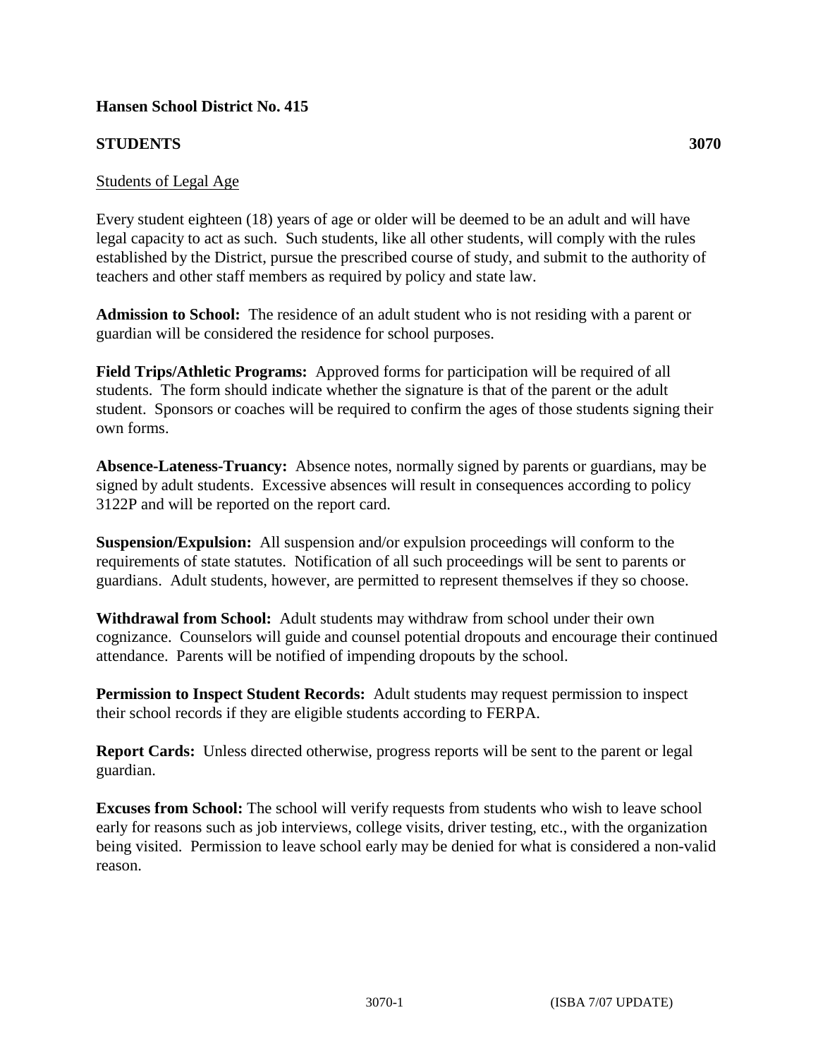**Hansen School District No. 415**

**STUDENTS** **3070**

Students of Legal Age

Every student eighteen (18) years of age or older will be deemed to be an adult and will have legal capacity to act as such. Such students, like all other students, will comply with the rules established by the District, pursue the prescribed course of study, and submit to the authority of teachers and other staff members as required by policy and state law.

**Admission to School:** The residence of an adult student who is not residing with a parent or guardian will be considered the residence for school purposes.

**Field Trips/Athletic Programs:** Approved forms for participation will be required of all students. The form should indicate whether the signature is that of the parent or the adult student. Sponsors or coaches will be required to confirm the ages of those students signing their own forms.

**Absence-Lateness-Truancy:** Absence notes, normally signed by parents or guardians, may be signed by adult students. Excessive absences will result in consequences according to policy 3122P and will be reported on the report card.

**Suspension/Expulsion:** All suspension and/or expulsion proceedings will conform to the requirements of state statutes. Notification of all such proceedings will be sent to parents or guardians. Adult students, however, are permitted to represent themselves if they so choose.

**Withdrawal from School:** Adult students may withdraw from school under their own cognizance. Counselors will guide and counsel potential dropouts and encourage their continued attendance. Parents will be notified of impending dropouts by the school.

**Permission to Inspect Student Records:** Adult students may request permission to inspect their school records if they are eligible students according to FERPA.

**Report Cards:** Unless directed otherwise, progress reports will be sent to the parent or legal guardian.

**Excuses from School:** The school will verify requests from students who wish to leave school early for reasons such as job interviews, college visits, driver testing, etc., with the organization being visited. Permission to leave school early may be denied for what is considered a non-valid reason.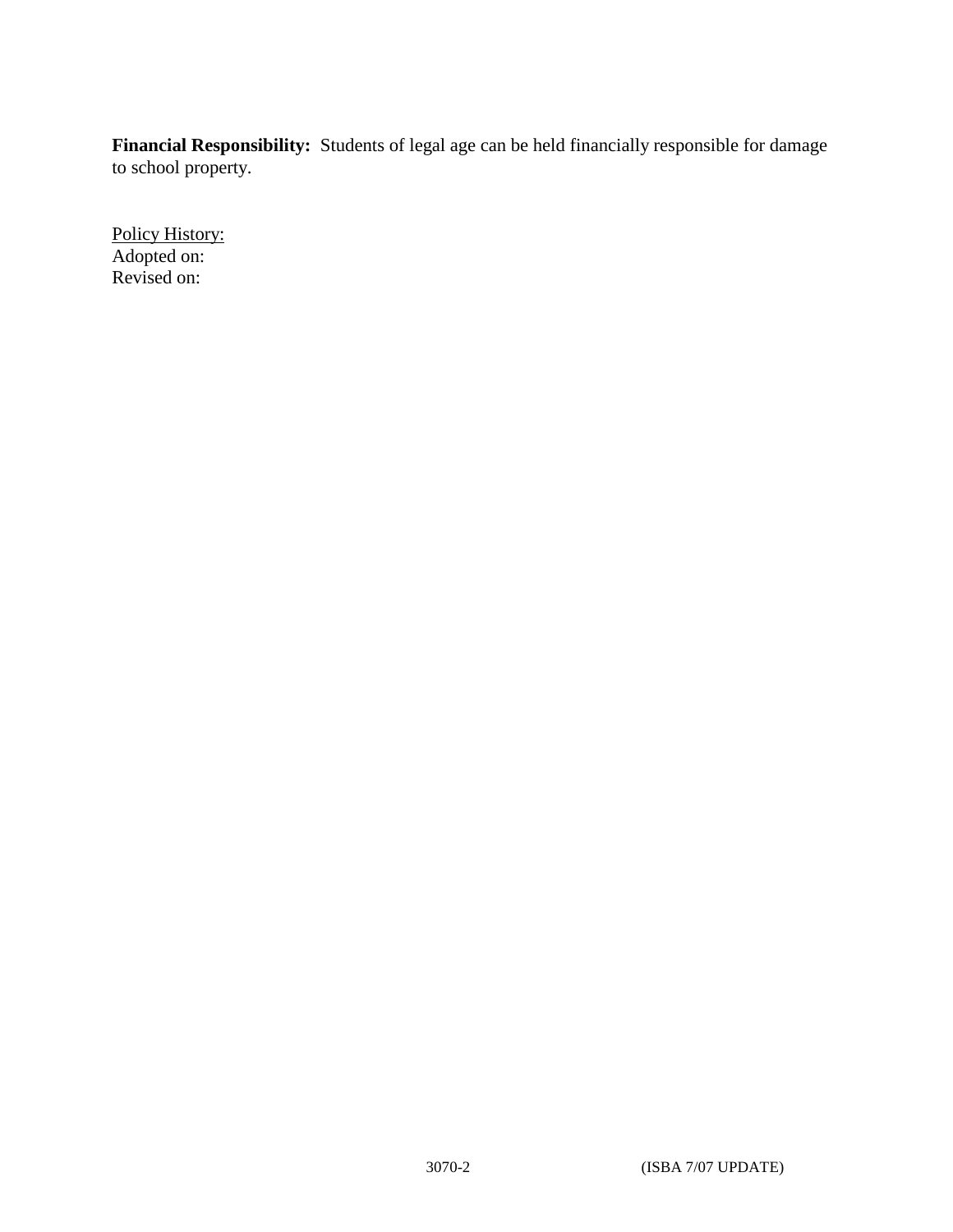**Financial Responsibility:** Students of legal age can be held financially responsible for damage to school property.

Policy History:
Adopted on:
Revised on: